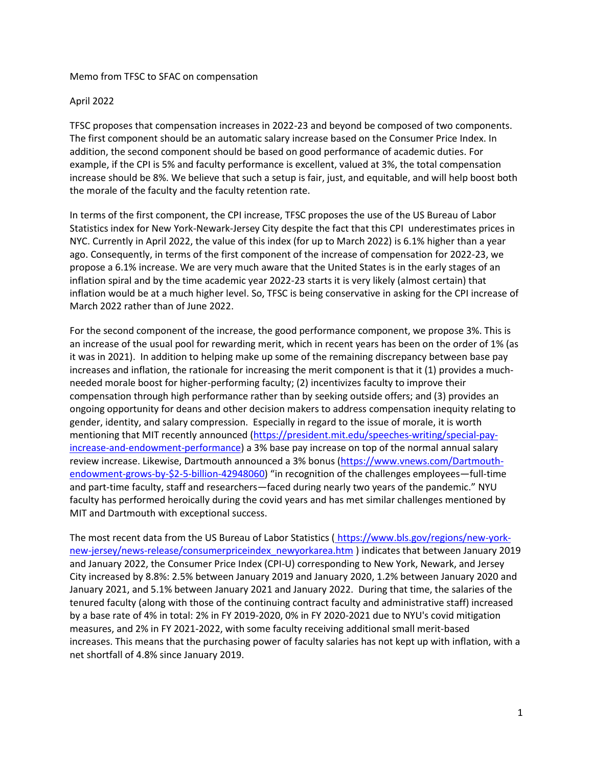Memo from TFSC to SFAC on compensation

April 2022

TFSC proposes that compensation increases in 2022-23 and beyond be composed of two components. The first component should be an automatic salary increase based on the Consumer Price Index. In addition, the second component should be based on good performance of academic duties. For example, if the CPI is 5% and faculty performance is excellent, valued at 3%, the total compensation increase should be 8%. We believe that such a setup is fair, just, and equitable, and will help boost both the morale of the faculty and the faculty retention rate.

In terms of the first component, the CPI increase, TFSC proposes the use of the US Bureau of Labor Statistics index for New York-Newark-Jersey City despite the fact that this CPI underestimates prices in NYC. Currently in April 2022, the value of this index (for up to March 2022) is 6.1% higher than a year ago. Consequently, in terms of the first component of the increase of compensation for 2022-23, we propose a 6.1% increase. We are very much aware that the United States is in the early stages of an inflation spiral and by the time academic year 2022-23 starts it is very likely (almost certain) that inflation would be at a much higher level. So, TFSC is being conservative in asking for the CPI increase of March 2022 rather than of June 2022.

For the second component of the increase, the good performance component, we propose 3%. This is an increase of the usual pool for rewarding merit, which in recent years has been on the order of 1% (as it was in 2021). In addition to helping make up some of the remaining discrepancy between base pay increases and inflation, the rationale for increasing the merit component is that it (1) provides a much-needed morale boost for higher-performing faculty; (2) incentivizes faculty to improve their compensation through high performance rather than by seeking outside offers; and (3) provides an ongoing opportunity for deans and other decision makers to address compensation inequity relating to gender, identity, and salary compression. Especially in regard to the issue of morale, it is worth mentioning that MIT recently announced (https://president.mit.edu/speeches-writing/special-pay-increase-and-endowment-performance) a 3% base pay increase on top of the normal annual salary review increase. Likewise, Dartmouth announced a 3% bonus (https://www.vnews.com/Dartmouth-endowment-grows-by-$2-5-billion-42948060) "in recognition of the challenges employees—full-time and part-time faculty, staff and researchers—faced during nearly two years of the pandemic." NYU faculty has performed heroically during the covid years and has met similar challenges mentioned by MIT and Dartmouth with exceptional success.

The most recent data from the US Bureau of Labor Statistics ( https://www.bls.gov/regions/new-york-new-jersey/news-release/consumerpriceindex_newyorkarea.htm ) indicates that between January 2019 and January 2022, the Consumer Price Index (CPI-U) corresponding to New York, Newark, and Jersey City increased by 8.8%: 2.5% between January 2019 and January 2020, 1.2% between January 2020 and January 2021, and 5.1% between January 2021 and January 2022. During that time, the salaries of the tenured faculty (along with those of the continuing contract faculty and administrative staff) increased by a base rate of 4% in total: 2% in FY 2019-2020, 0% in FY 2020-2021 due to NYU's covid mitigation measures, and 2% in FY 2021-2022, with some faculty receiving additional small merit-based increases. This means that the purchasing power of faculty salaries has not kept up with inflation, with a net shortfall of 4.8% since January 2019.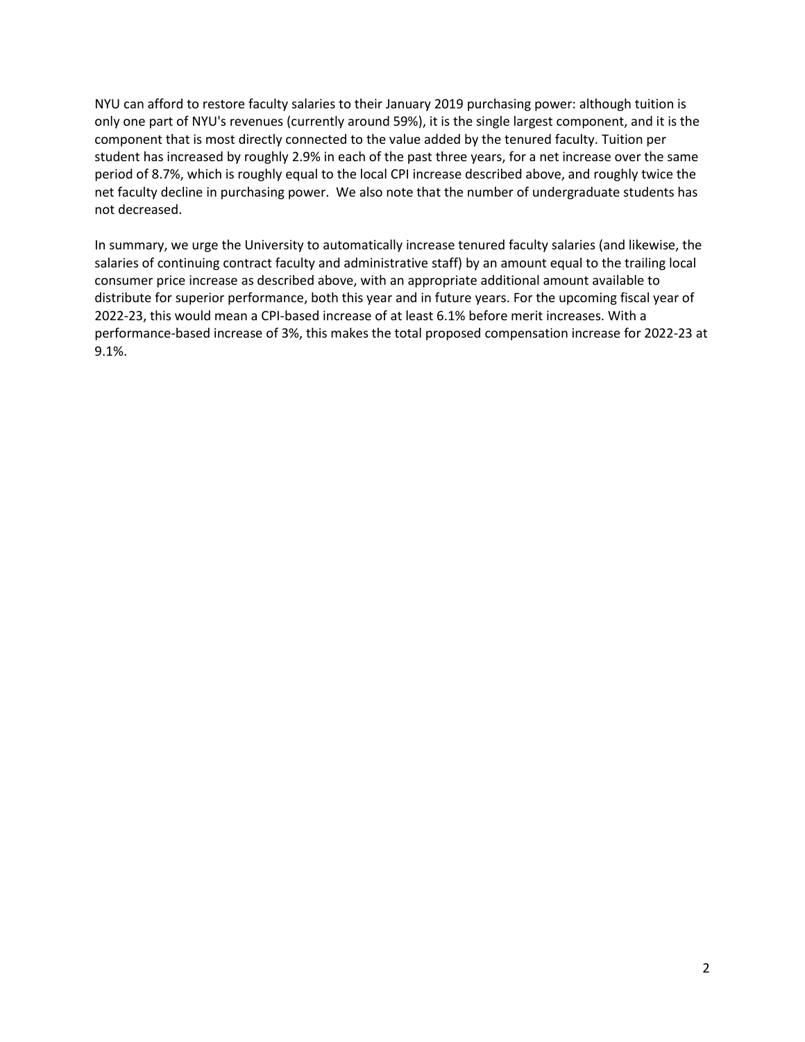NYU can afford to restore faculty salaries to their January 2019 purchasing power: although tuition is only one part of NYU's revenues (currently around 59%), it is the single largest component, and it is the component that is most directly connected to the value added by the tenured faculty. Tuition per student has increased by roughly 2.9% in each of the past three years, for a net increase over the same period of 8.7%, which is roughly equal to the local CPI increase described above, and roughly twice the net faculty decline in purchasing power. We also note that the number of undergraduate students has not decreased.

In summary, we urge the University to automatically increase tenured faculty salaries (and likewise, the salaries of continuing contract faculty and administrative staff) by an amount equal to the trailing local consumer price increase as described above, with an appropriate additional amount available to distribute for superior performance, both this year and in future years. For the upcoming fiscal year of 2022-23, this would mean a CPI-based increase of at least 6.1% before merit increases. With a performance-based increase of 3%, this makes the total proposed compensation increase for 2022-23 at 9.1%.